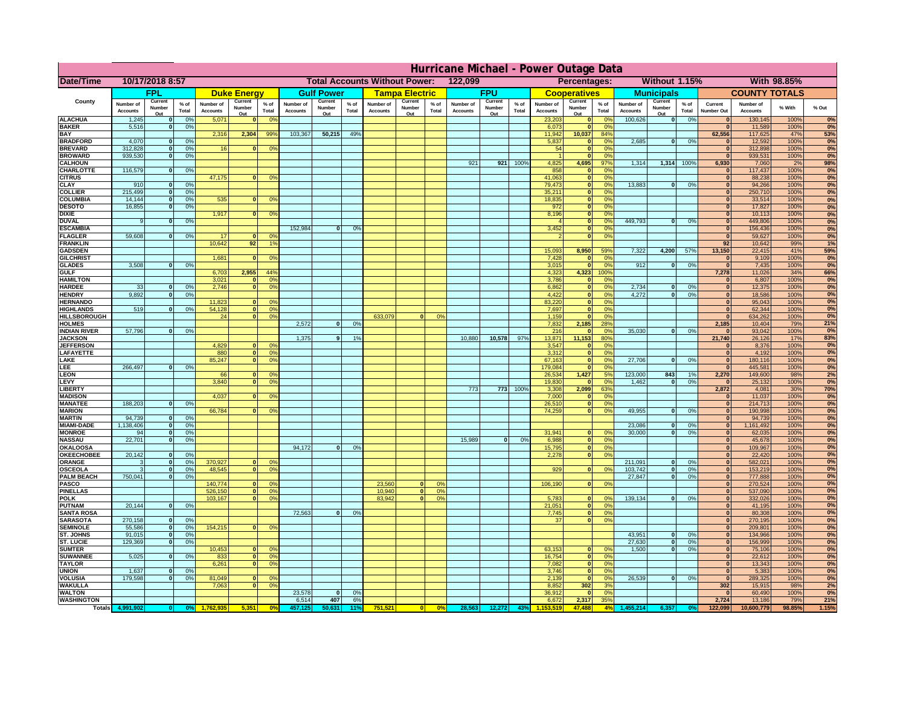# Hurricane Michael - Power Outage Data

| Date/Time | 10/17/2018 8:57 | Total Accounts Without Power: | 122,099 | Percentages: | Without 1.15% | With 98.85% |
|---|---|---|---|---|---|---|

| County | FPL | | | Duke Energy | | | Gulf Power | | | Tampa Electric | | | FPU | | | Cooperatives | | | Municipals | | | COUNTY TOTALS | | | |
|---|---|---|---|---|---|---|---|---|---|---|---|---|---|---|---|---|---|---|---|---|---|---|---|---|---|
| | Number of Accounts | Current Number Out | % of Total | Number of Accounts | Current Number Out | % of Total | Number of Accounts | Current Number Out | % of Total | Number of Accounts | Current Number Out | % of Total | Number of Accounts | Current Number Out | % of Total | Number of Accounts | Current Number Out | % of Total | Number of Accounts | Current Number Out | % of Total | Current Number Out | Number of Accounts | % With | % Out |
| ALACHUA | 1,245 | 0 | 0% | 5,071 | 0 | 0% | | | | | | | | | | 23,203 | 0 | 0% | 100,626 | 0 | 0% | 0 | 130,145 | 100% | 0% |
| BAKER | 5,516 | 0 | 0% | | | | | | | | | | | | | 6,073 | 0 | 0% | | | | 0 | 11,589 | 100% | 0% |
| BAY | | | | 2,316 | 2,304 | 99% | 103,367 | 50,215 | 49% | | | | | | | 11,942 | 10,037 | 84% | | | | 62,556 | 117,625 | 47% | 53% |
| BRADFORD | 4,070 | 0 | 0% | | | | | | | | | | | | | 5,837 | 0 | 0% | 2,685 | 0 | 0% | 0 | 12,592 | 100% | 0% |
| BREVARD | 312,828 | 0 | 0% | 16 | 0 | 0% | | | | | | | | | | 54 | 0 | 0% | | | | 0 | 312,898 | 100% | 0% |
| BROWARD | 939,530 | 0 | 0% | | | | | | | | | | | | | 1 | 0 | 0% | | | | 0 | 939,531 | 100% | 0% |
| CALHOUN | | | | | | | | | | | | | 921 | 921 | 100% | 4,825 | 4,695 | 97% | 1,314 | 1,314 | 100% | 6,930 | 7,060 | 2% | 98% |
| CHARLOTTE | 116,579 | 0 | 0% | | | | | | | | | | | | | 858 | 0 | 0% | | | | 0 | 117,437 | 100% | 0% |
| CITRUS | | | | 47,175 | 0 | 0% | | | | | | | | | | 41,063 | 0 | 0% | | | | 0 | 88,238 | 100% | 0% |
| CLAY | 910 | 0 | 0% | | | | | | | | | | | | | 79,473 | 0 | 0% | 13,883 | 0 | 0% | 0 | 94,266 | 100% | 0% |
| COLLIER | 215,499 | 0 | 0% | | | | | | | | | | | | | 35,211 | 0 | 0% | | | | 0 | 250,710 | 100% | 0% |
| COLUMBIA | 14,144 | 0 | 0% | 535 | 0 | 0% | | | | | | | | | | 18,835 | 0 | 0% | | | | 0 | 33,514 | 100% | 0% |
| DESOTO | 16,855 | 0 | 0% | | | | | | | | | | | | | 972 | 0 | 0% | | | | 0 | 17,827 | 100% | 0% |
| DIXIE | | | | 1,917 | 0 | 0% | | | | | | | | | | 8,196 | 0 | 0% | | | | 0 | 10,113 | 100% | 0% |
| DUVAL | 9 | 0 | 0% | | | | | | | | | | | | | 4 | 0 | 0% | 449,793 | 0 | 0% | 0 | 449,806 | 100% | 0% |
| ESCAMBIA | | | | | | | 152,984 | 0 | 0% | | | | | | | 3,452 | 0 | 0% | | | | 0 | 156,436 | 100% | 0% |
| FLAGLER | 59,608 | 0 | 0% | 17 | 0 | 0% | | | | | | | | | | 2 | 0 | 0% | | | | 0 | 59,627 | 100% | 0% |
| FRANKLIN | | | | 10,642 | 92 | 1% | | | | | | | | | | | | | | | | 92 | 10,642 | 99% | 1% |
| GADSDEN | | | | | | | | | | | | | | | | 15,093 | 8,950 | 59% | 7,322 | 4,200 | 57% | 13,150 | 22,415 | 41% | 59% |
| GILCHRIST | | | | 1,681 | 0 | 0% | | | | | | | | | | 7,428 | 0 | 0% | | | | 0 | 9,109 | 100% | 0% |
| GLADES | 3,508 | 0 | 0% | | | | | | | | | | | | | 3,015 | 0 | 0% | 912 | 0 | 0% | 0 | 7,435 | 100% | 0% |
| GULF | | | | 6,703 | 2,955 | 44% | | | | | | | | | | 4,323 | 4,323 | 100% | | | | 7,278 | 11,026 | 34% | 66% |
| HAMILTON | | | | 3,021 | 0 | 0% | | | | | | | | | | 3,786 | 0 | 0% | | | | 0 | 6,807 | 100% | 0% |
| HARDEE | 33 | 0 | 0% | 2,746 | 0 | 0% | | | | | | | | | | 6,862 | 0 | 0% | 2,734 | 0 | 0% | 0 | 12,375 | 100% | 0% |
| HENDRY | 9,892 | 0 | 0% | | | | | | | | | | | | | 4,422 | 0 | 0% | 4,272 | 0 | 0% | 0 | 18,586 | 100% | 0% |
| HERNANDO | | | | 11,823 | 0 | 0% | | | | | | | | | | 83,220 | 0 | 0% | | | | 0 | 95,043 | 100% | 0% |
| HIGHLANDS | 519 | 0 | 0% | 54,128 | 0 | 0% | | | | | | | | | | 7,697 | 0 | 0% | | | | 0 | 62,344 | 100% | 0% |
| HILLSBOROUGH | | | | 24 | 0 | 0% | | | | 633,079 | 0 | 0% | | | | 1,159 | 0 | 0% | | | | 0 | 634,262 | 100% | 0% |
| HOLMES | | | | | | | 2,572 | 0 | 0% | | | | | | | 7,832 | 2,185 | 28% | | | | 2,185 | 10,404 | 79% | 21% |
| INDIAN RIVER | 57,796 | 0 | 0% | | | | | | | | | | | | | 216 | 0 | 0% | 35,030 | 0 | 0% | 0 | 93,042 | 100% | 0% |
| JACKSON | | | | | | | 1,375 | 9 | 1% | | | | 10,880 | 10,578 | 97% | 13,871 | 11,153 | 80% | | | | 21,740 | 26,126 | 17% | 83% |
| JEFFERSON | | | | 4,829 | 0 | 0% | | | | | | | | | | 3,547 | 0 | 0% | | | | 0 | 8,376 | 100% | 0% |
| LAFAYETTE | | | | 880 | 0 | 0% | | | | | | | | | | 3,312 | 0 | 0% | | | | 0 | 4,192 | 100% | 0% |
| LAKE | | | | 85,247 | 0 | 0% | | | | | | | | | | 67,163 | 0 | 0% | 27,706 | 0 | 0% | 0 | 180,116 | 100% | 0% |
| LEE | 266,497 | 0 | 0% | | | | | | | | | | | | | 179,084 | 0 | 0% | | | | 0 | 445,581 | 100% | 0% |
| LEON | | | | 66 | 0 | 0% | | | | | | | | | | 26,534 | 1,427 | 5% | 123,000 | 843 | 1% | 2,270 | 149,600 | 98% | 2% |
| LEVY | | | | 3,840 | 0 | 0% | | | | | | | | | | 19,830 | 0 | 0% | 1,462 | 0 | 0% | 0 | 25,132 | 100% | 0% |
| LIBERTY | | | | | | | | | | | | | 773 | 773 | 100% | 3,308 | 2,099 | 63% | | | | 2,872 | 4,081 | 30% | 70% |
| MADISON | | | | 4,037 | 0 | 0% | | | | | | | | | | 7,000 | 0 | 0% | | | | 0 | 11,037 | 100% | 0% |
| MANATEE | 188,203 | 0 | 0% | | | | | | | | | | | | | 26,510 | 0 | 0% | | | | 0 | 214,713 | 100% | 0% |
| MARION | | | | 66,784 | 0 | 0% | | | | | | | | | | 74,259 | 0 | 0% | 49,955 | 0 | 0% | 0 | 190,998 | 100% | 0% |
| MARTIN | 94,739 | 0 | 0% | | | | | | | | | | | | | | | | | | | 0 | 94,739 | 100% | 0% |
| MIAMI-DADE | 1,138,406 | 0 | 0% | | | | | | | | | | | | | | | | 23,086 | 0 | 0% | 0 | 1,161,492 | 100% | 0% |
| MONROE | 94 | 0 | 0% | | | | | | | | | | | | | 31,941 | 0 | 0% | 30,000 | 0 | 0% | 0 | 62,035 | 100% | 0% |
| NASSAU | 22,701 | 0 | 0% | | | | | | | | | | 15,989 | 0 | 0% | 6,988 | 0 | 0% | | | | 0 | 45,678 | 100% | 0% |
| OKALOOSA | | | | | | | 94,172 | 0 | 0% | | | | | | | 15,795 | 0 | 0% | | | | 0 | 109,967 | 100% | 0% |
| OKEECHOBEE | 20,142 | 0 | 0% | | | | | | | | | | | | | 2,278 | 0 | 0% | | | | 0 | 22,420 | 100% | 0% |
| ORANGE | 3 | 0 | 0% | 370,927 | 0 | 0% | | | | | | | | | | | | | 211,091 | 0 | 0% | 0 | 582,021 | 100% | 0% |
| OSCEOLA | 3 | 0 | 0% | 48,545 | 0 | 0% | | | | | | | | | | 929 | 0 | 0% | 103,742 | 0 | 0% | 0 | 153,219 | 100% | 0% |
| PALM BEACH | 750,041 | 0 | 0% | | | | | | | | | | | | | | | | 27,847 | 0 | 0% | 0 | 777,888 | 100% | 0% |
| PASCO | | | | 140,774 | 0 | 0% | | | | 23,560 | 0 | 0% | | | | 106,190 | 0 | 0% | | | | 0 | 270,524 | 100% | 0% |
| PINELLAS | | | | 526,150 | 0 | 0% | | | | 10,940 | 0 | 0% | | | | | | | | | | 0 | 537,090 | 100% | 0% |
| POLK | | | | 103,167 | 0 | 0% | | | | 83,942 | 0 | 0% | | | | 5,783 | 0 | 0% | 139,134 | 0 | 0% | 0 | 332,026 | 100% | 0% |
| PUTNAM | 20,144 | 0 | 0% | | | | | | | | | | | | | 21,051 | 0 | 0% | | | | 0 | 41,195 | 100% | 0% |
| SANTA ROSA | | | | | | | 72,563 | 0 | 0% | | | | | | | 7,745 | 0 | 0% | | | | 0 | 80,308 | 100% | 0% |
| SARASOTA | 270,158 | 0 | 0% | | | | | | | | | | | | | 37 | 0 | 0% | | | | 0 | 270,195 | 100% | 0% |
| SEMINOLE | 55,586 | 0 | 0% | 154,215 | 0 | 0% | | | | | | | | | | | | | | | | 0 | 209,801 | 100% | 0% |
| ST. JOHNS | 91,015 | 0 | 0% | | | | | | | | | | | | | | | | 43,951 | 0 | 0% | 0 | 134,966 | 100% | 0% |
| ST. LUCIE | 129,369 | 0 | 0% | | | | | | | | | | | | | | | | 27,630 | 0 | 0% | 0 | 156,999 | 100% | 0% |
| SUMTER | | | | 10,453 | 0 | 0% | | | | | | | | | | 63,153 | 0 | 0% | 1,500 | 0 | 0% | 0 | 75,106 | 100% | 0% |
| SUWANNEE | 5,025 | 0 | 0% | 833 | 0 | 0% | | | | | | | | | | 16,754 | 0 | 0% | | | | 0 | 22,612 | 100% | 0% |
| TAYLOR | | | | 6,261 | 0 | 0% | | | | | | | | | | 7,082 | 0 | 0% | | | | 0 | 13,343 | 100% | 0% |
| UNION | 1,637 | 0 | 0% | | | | | | | | | | | | | 3,746 | 0 | 0% | | | | 0 | 5,383 | 100% | 0% |
| VOLUSIA | 179,598 | 0 | 0% | 81,049 | 0 | 0% | | | | | | | | | | 2,139 | 0 | 0% | 26,539 | 0 | 0% | 0 | 289,325 | 100% | 0% |
| WAKULLA | | | | 7,063 | 0 | 0% | | | | | | | | | | 8,852 | 302 | 3% | | | | 302 | 15,915 | 98% | 2% |
| WALTON | | | | | | | 23,578 | 0 | 0% | | | | | | | 36,912 | 0 | 0% | | | | 0 | 60,490 | 100% | 0% |
| WASHINGTON | | | | | | | 6,514 | 407 | 6% | | | | | | | 6,672 | 2,317 | 35% | | | | 2,724 | 13,186 | 79% | 21% |
| Totals | 4,991,902 | 0 | 0% | 1,762,935 | 5,351 | 0% | 457,125 | 50,631 | 11% | 751,521 | 0 | 0% | 28,563 | 12,272 | 43% | 1,153,519 | 47,488 | 4% | 1,455,214 | 6,357 | 0% | 122,099 | 10,600,779 | 98.85% | 1.15% |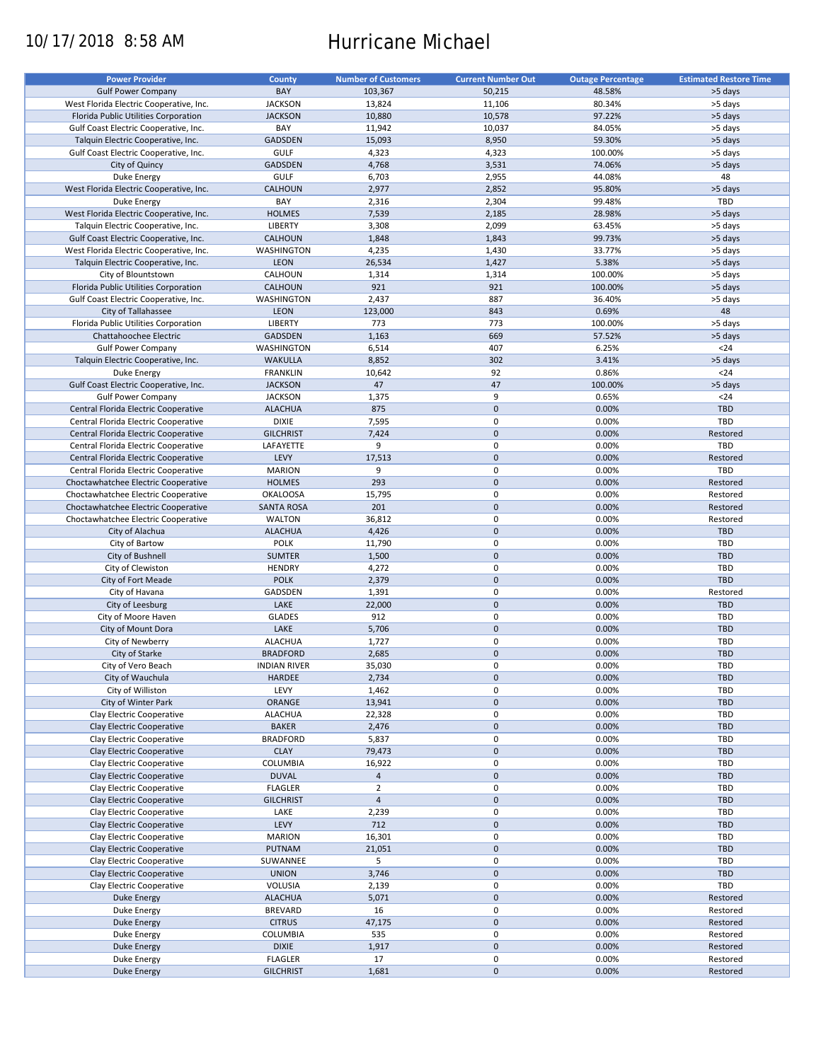10/17/2018 8:58 AM

# Hurricane Michael

| Power Provider | County | Number of Customers | Current Number Out | Outage Percentage | Estimated Restore Time |
|---|---|---|---|---|---|
| Gulf Power Company | BAY | 103,367 | 50,215 | 48.58% | >5 days |
| West Florida Electric Cooperative, Inc. | JACKSON | 13,824 | 11,106 | 80.34% | >5 days |
| Florida Public Utilities Corporation | JACKSON | 10,880 | 10,578 | 97.22% | >5 days |
| Gulf Coast Electric Cooperative, Inc. | BAY | 11,942 | 10,037 | 84.05% | >5 days |
| Talquin Electric Cooperative, Inc. | GADSDEN | 15,093 | 8,950 | 59.30% | >5 days |
| Gulf Coast Electric Cooperative, Inc. | GULF | 4,323 | 4,323 | 100.00% | >5 days |
| City of Quincy | GADSDEN | 4,768 | 3,531 | 74.06% | >5 days |
| Duke Energy | GULF | 6,703 | 2,955 | 44.08% | 48 |
| West Florida Electric Cooperative, Inc. | CALHOUN | 2,977 | 2,852 | 95.80% | >5 days |
| Duke Energy | BAY | 2,316 | 2,304 | 99.48% | TBD |
| West Florida Electric Cooperative, Inc. | HOLMES | 7,539 | 2,185 | 28.98% | >5 days |
| Talquin Electric Cooperative, Inc. | LIBERTY | 3,308 | 2,099 | 63.45% | >5 days |
| Gulf Coast Electric Cooperative, Inc. | CALHOUN | 1,848 | 1,843 | 99.73% | >5 days |
| West Florida Electric Cooperative, Inc. | WASHINGTON | 4,235 | 1,430 | 33.77% | >5 days |
| Talquin Electric Cooperative, Inc. | LEON | 26,534 | 1,427 | 5.38% | >5 days |
| City of Blountstown | CALHOUN | 1,314 | 1,314 | 100.00% | >5 days |
| Florida Public Utilities Corporation | CALHOUN | 921 | 921 | 100.00% | >5 days |
| Gulf Coast Electric Cooperative, Inc. | WASHINGTON | 2,437 | 887 | 36.40% | >5 days |
| City of Tallahassee | LEON | 123,000 | 843 | 0.69% | 48 |
| Florida Public Utilities Corporation | LIBERTY | 773 | 773 | 100.00% | >5 days |
| Chattahoochee Electric | GADSDEN | 1,163 | 669 | 57.52% | >5 days |
| Gulf Power Company | WASHINGTON | 6,514 | 407 | 6.25% | <24 |
| Talquin Electric Cooperative, Inc. | WAKULLA | 8,852 | 302 | 3.41% | >5 days |
| Duke Energy | FRANKLIN | 10,642 | 92 | 0.86% | <24 |
| Gulf Coast Electric Cooperative, Inc. | JACKSON | 47 | 47 | 100.00% | >5 days |
| Gulf Power Company | JACKSON | 1,375 | 9 | 0.65% | <24 |
| Central Florida Electric Cooperative | ALACHUA | 875 | 0 | 0.00% | TBD |
| Central Florida Electric Cooperative | DIXIE | 7,595 | 0 | 0.00% | TBD |
| Central Florida Electric Cooperative | GILCHRIST | 7,424 | 0 | 0.00% | Restored |
| Central Florida Electric Cooperative | LAFAYETTE | 9 | 0 | 0.00% | TBD |
| Central Florida Electric Cooperative | LEVY | 17,513 | 0 | 0.00% | Restored |
| Central Florida Electric Cooperative | MARION | 9 | 0 | 0.00% | TBD |
| Choctawhatchee Electric Cooperative | HOLMES | 293 | 0 | 0.00% | Restored |
| Choctawhatchee Electric Cooperative | OKALOOSA | 15,795 | 0 | 0.00% | Restored |
| Choctawhatchee Electric Cooperative | SANTA ROSA | 201 | 0 | 0.00% | Restored |
| Choctawhatchee Electric Cooperative | WALTON | 36,812 | 0 | 0.00% | Restored |
| City of Alachua | ALACHUA | 4,426 | 0 | 0.00% | TBD |
| City of Bartow | POLK | 11,790 | 0 | 0.00% | TBD |
| City of Bushnell | SUMTER | 1,500 | 0 | 0.00% | TBD |
| City of Clewiston | HENDRY | 4,272 | 0 | 0.00% | TBD |
| City of Fort Meade | POLK | 2,379 | 0 | 0.00% | TBD |
| City of Havana | GADSDEN | 1,391 | 0 | 0.00% | Restored |
| City of Leesburg | LAKE | 22,000 | 0 | 0.00% | TBD |
| City of Moore Haven | GLADES | 912 | 0 | 0.00% | TBD |
| City of Mount Dora | LAKE | 5,706 | 0 | 0.00% | TBD |
| City of Newberry | ALACHUA | 1,727 | 0 | 0.00% | TBD |
| City of Starke | BRADFORD | 2,685 | 0 | 0.00% | TBD |
| City of Vero Beach | INDIAN RIVER | 35,030 | 0 | 0.00% | TBD |
| City of Wauchula | HARDEE | 2,734 | 0 | 0.00% | TBD |
| City of Williston | LEVY | 1,462 | 0 | 0.00% | TBD |
| City of Winter Park | ORANGE | 13,941 | 0 | 0.00% | TBD |
| Clay Electric Cooperative | ALACHUA | 22,328 | 0 | 0.00% | TBD |
| Clay Electric Cooperative | BAKER | 2,476 | 0 | 0.00% | TBD |
| Clay Electric Cooperative | BRADFORD | 5,837 | 0 | 0.00% | TBD |
| Clay Electric Cooperative | CLAY | 79,473 | 0 | 0.00% | TBD |
| Clay Electric Cooperative | COLUMBIA | 16,922 | 0 | 0.00% | TBD |
| Clay Electric Cooperative | DUVAL | 4 | 0 | 0.00% | TBD |
| Clay Electric Cooperative | FLAGLER | 2 | 0 | 0.00% | TBD |
| Clay Electric Cooperative | GILCHRIST | 4 | 0 | 0.00% | TBD |
| Clay Electric Cooperative | LAKE | 2,239 | 0 | 0.00% | TBD |
| Clay Electric Cooperative | LEVY | 712 | 0 | 0.00% | TBD |
| Clay Electric Cooperative | MARION | 16,301 | 0 | 0.00% | TBD |
| Clay Electric Cooperative | PUTNAM | 21,051 | 0 | 0.00% | TBD |
| Clay Electric Cooperative | SUWANNEE | 5 | 0 | 0.00% | TBD |
| Clay Electric Cooperative | UNION | 3,746 | 0 | 0.00% | TBD |
| Clay Electric Cooperative | VOLUSIA | 2,139 | 0 | 0.00% | TBD |
| Duke Energy | ALACHUA | 5,071 | 0 | 0.00% | Restored |
| Duke Energy | BREVARD | 16 | 0 | 0.00% | Restored |
| Duke Energy | CITRUS | 47,175 | 0 | 0.00% | Restored |
| Duke Energy | COLUMBIA | 535 | 0 | 0.00% | Restored |
| Duke Energy | DIXIE | 1,917 | 0 | 0.00% | Restored |
| Duke Energy | FLAGLER | 17 | 0 | 0.00% | Restored |
| Duke Energy | GILCHRIST | 1,681 | 0 | 0.00% | Restored |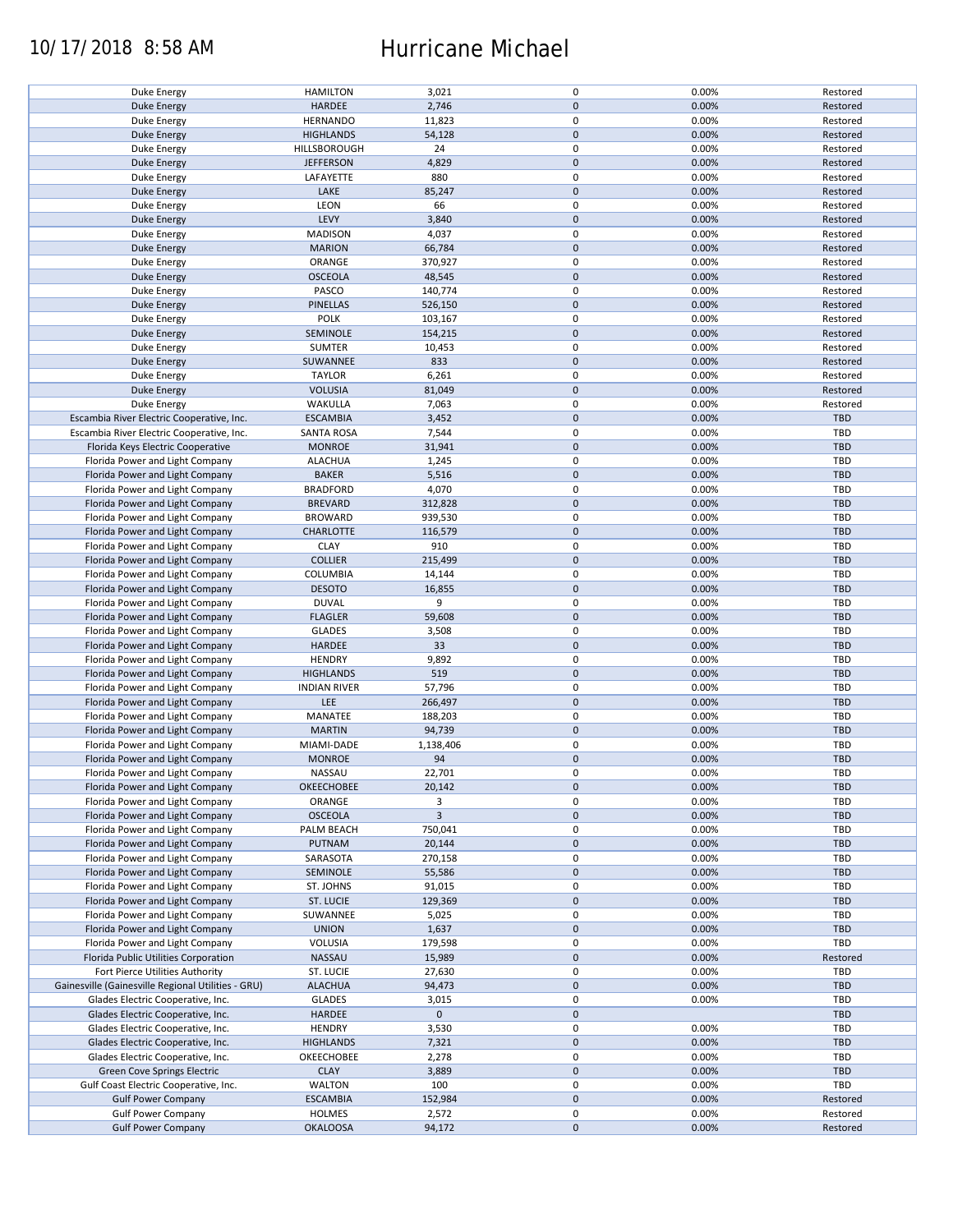| Duke Energy | HAMILTON | 3,021 | 0 | 0.00% | Restored |
|---|---|---|---|---|---|
| Duke Energy | HARDEE | 2,746 | 0 | 0.00% | Restored |
| Duke Energy | HERNANDO | 11,823 | 0 | 0.00% | Restored |
| Duke Energy | HIGHLANDS | 54,128 | 0 | 0.00% | Restored |
| Duke Energy | HILLSBOROUGH | 24 | 0 | 0.00% | Restored |
| Duke Energy | JEFFERSON | 4,829 | 0 | 0.00% | Restored |
| Duke Energy | LAFAYETTE | 880 | 0 | 0.00% | Restored |
| Duke Energy | LAKE | 85,247 | 0 | 0.00% | Restored |
| Duke Energy | LEON | 66 | 0 | 0.00% | Restored |
| Duke Energy | LEVY | 3,840 | 0 | 0.00% | Restored |
| Duke Energy | MADISON | 4,037 | 0 | 0.00% | Restored |
| Duke Energy | MARION | 66,784 | 0 | 0.00% | Restored |
| Duke Energy | ORANGE | 370,927 | 0 | 0.00% | Restored |
| Duke Energy | OSCEOLA | 48,545 | 0 | 0.00% | Restored |
| Duke Energy | PASCO | 140,774 | 0 | 0.00% | Restored |
| Duke Energy | PINELLAS | 526,150 | 0 | 0.00% | Restored |
| Duke Energy | POLK | 103,167 | 0 | 0.00% | Restored |
| Duke Energy | SEMINOLE | 154,215 | 0 | 0.00% | Restored |
| Duke Energy | SUMTER | 10,453 | 0 | 0.00% | Restored |
| Duke Energy | SUWANNEE | 833 | 0 | 0.00% | Restored |
| Duke Energy | TAYLOR | 6,261 | 0 | 0.00% | Restored |
| Duke Energy | VOLUSIA | 81,049 | 0 | 0.00% | Restored |
| Duke Energy | WAKULLA | 7,063 | 0 | 0.00% | Restored |
| Escambia River Electric Cooperative, Inc. | ESCAMBIA | 3,452 | 0 | 0.00% | TBD |
| Escambia River Electric Cooperative, Inc. | SANTA ROSA | 7,544 | 0 | 0.00% | TBD |
| Florida Keys Electric Cooperative | MONROE | 31,941 | 0 | 0.00% | TBD |
| Florida Power and Light Company | ALACHUA | 1,245 | 0 | 0.00% | TBD |
| Florida Power and Light Company | BAKER | 5,516 | 0 | 0.00% | TBD |
| Florida Power and Light Company | BRADFORD | 4,070 | 0 | 0.00% | TBD |
| Florida Power and Light Company | BREVARD | 312,828 | 0 | 0.00% | TBD |
| Florida Power and Light Company | BROWARD | 939,530 | 0 | 0.00% | TBD |
| Florida Power and Light Company | CHARLOTTE | 116,579 | 0 | 0.00% | TBD |
| Florida Power and Light Company | CLAY | 910 | 0 | 0.00% | TBD |
| Florida Power and Light Company | COLLIER | 215,499 | 0 | 0.00% | TBD |
| Florida Power and Light Company | COLUMBIA | 14,144 | 0 | 0.00% | TBD |
| Florida Power and Light Company | DESOTO | 16,855 | 0 | 0.00% | TBD |
| Florida Power and Light Company | DUVAL | 9 | 0 | 0.00% | TBD |
| Florida Power and Light Company | FLAGLER | 59,608 | 0 | 0.00% | TBD |
| Florida Power and Light Company | GLADES | 3,508 | 0 | 0.00% | TBD |
| Florida Power and Light Company | HARDEE | 33 | 0 | 0.00% | TBD |
| Florida Power and Light Company | HENDRY | 9,892 | 0 | 0.00% | TBD |
| Florida Power and Light Company | HIGHLANDS | 519 | 0 | 0.00% | TBD |
| Florida Power and Light Company | INDIAN RIVER | 57,796 | 0 | 0.00% | TBD |
| Florida Power and Light Company | LEE | 266,497 | 0 | 0.00% | TBD |
| Florida Power and Light Company | MANATEE | 188,203 | 0 | 0.00% | TBD |
| Florida Power and Light Company | MARTIN | 94,739 | 0 | 0.00% | TBD |
| Florida Power and Light Company | MIAMI-DADE | 1,138,406 | 0 | 0.00% | TBD |
| Florida Power and Light Company | MONROE | 94 | 0 | 0.00% | TBD |
| Florida Power and Light Company | NASSAU | 22,701 | 0 | 0.00% | TBD |
| Florida Power and Light Company | OKEECHOBEE | 20,142 | 0 | 0.00% | TBD |
| Florida Power and Light Company | ORANGE | 3 | 0 | 0.00% | TBD |
| Florida Power and Light Company | OSCEOLA | 3 | 0 | 0.00% | TBD |
| Florida Power and Light Company | PALM BEACH | 750,041 | 0 | 0.00% | TBD |
| Florida Power and Light Company | PUTNAM | 20,144 | 0 | 0.00% | TBD |
| Florida Power and Light Company | SARASOTA | 270,158 | 0 | 0.00% | TBD |
| Florida Power and Light Company | SEMINOLE | 55,586 | 0 | 0.00% | TBD |
| Florida Power and Light Company | ST. JOHNS | 91,015 | 0 | 0.00% | TBD |
| Florida Power and Light Company | ST. LUCIE | 129,369 | 0 | 0.00% | TBD |
| Florida Power and Light Company | SUWANNEE | 5,025 | 0 | 0.00% | TBD |
| Florida Power and Light Company | UNION | 1,637 | 0 | 0.00% | TBD |
| Florida Power and Light Company | VOLUSIA | 179,598 | 0 | 0.00% | TBD |
| Florida Public Utilities Corporation | NASSAU | 15,989 | 0 | 0.00% | Restored |
| Fort Pierce Utilities Authority | ST. LUCIE | 27,630 | 0 | 0.00% | TBD |
| Gainesville (Gainesville Regional Utilities - GRU) | ALACHUA | 94,473 | 0 | 0.00% | TBD |
| Glades Electric Cooperative, Inc. | GLADES | 3,015 | 0 | 0.00% | TBD |
| Glades Electric Cooperative, Inc. | HARDEE | 0 | 0 | | TBD |
| Glades Electric Cooperative, Inc. | HENDRY | 3,530 | 0 | 0.00% | TBD |
| Glades Electric Cooperative, Inc. | HIGHLANDS | 7,321 | 0 | 0.00% | TBD |
| Glades Electric Cooperative, Inc. | OKEECHOBEE | 2,278 | 0 | 0.00% | TBD |
| Green Cove Springs Electric | CLAY | 3,889 | 0 | 0.00% | TBD |
| Gulf Coast Electric Cooperative, Inc. | WALTON | 100 | 0 | 0.00% | TBD |
| Gulf Power Company | ESCAMBIA | 152,984 | 0 | 0.00% | Restored |
| Gulf Power Company | HOLMES | 2,572 | 0 | 0.00% | Restored |
| Gulf Power Company | OKALOOSA | 94,172 | 0 | 0.00% | Restored |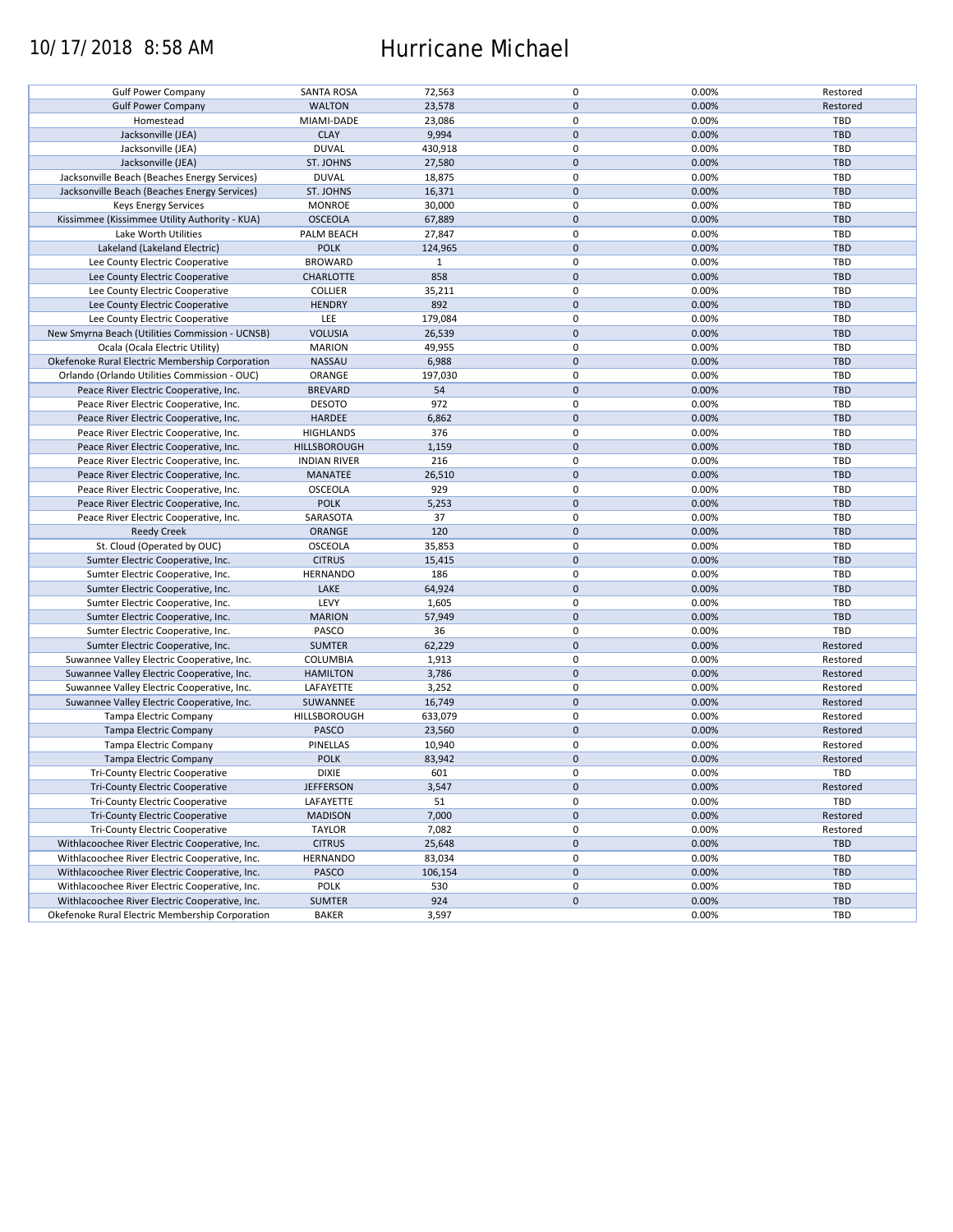10/17/2018 8:58 AM

# Hurricane Michael

| | | | | | |
|---|---|---|---|---|---|
| Gulf Power Company | SANTA ROSA | 72,563 | 0 | 0.00% | Restored |
| Gulf Power Company | WALTON | 23,578 | 0 | 0.00% | Restored |
| Homestead | MIAMI-DADE | 23,086 | 0 | 0.00% | TBD |
| Jacksonville (JEA) | CLAY | 9,994 | 0 | 0.00% | TBD |
| Jacksonville (JEA) | DUVAL | 430,918 | 0 | 0.00% | TBD |
| Jacksonville (JEA) | ST. JOHNS | 27,580 | 0 | 0.00% | TBD |
| Jacksonville Beach (Beaches Energy Services) | DUVAL | 18,875 | 0 | 0.00% | TBD |
| Jacksonville Beach (Beaches Energy Services) | ST. JOHNS | 16,371 | 0 | 0.00% | TBD |
| Keys Energy Services | MONROE | 30,000 | 0 | 0.00% | TBD |
| Kissimmee (Kissimmee Utility Authority - KUA) | OSCEOLA | 67,889 | 0 | 0.00% | TBD |
| Lake Worth Utilities | PALM BEACH | 27,847 | 0 | 0.00% | TBD |
| Lakeland (Lakeland Electric) | POLK | 124,965 | 0 | 0.00% | TBD |
| Lee County Electric Cooperative | BROWARD | 1 | 0 | 0.00% | TBD |
| Lee County Electric Cooperative | CHARLOTTE | 858 | 0 | 0.00% | TBD |
| Lee County Electric Cooperative | COLLIER | 35,211 | 0 | 0.00% | TBD |
| Lee County Electric Cooperative | HENDRY | 892 | 0 | 0.00% | TBD |
| Lee County Electric Cooperative | LEE | 179,084 | 0 | 0.00% | TBD |
| New Smyrna Beach (Utilities Commission - UCNSB) | VOLUSIA | 26,539 | 0 | 0.00% | TBD |
| Ocala (Ocala Electric Utility) | MARION | 49,955 | 0 | 0.00% | TBD |
| Okefenoke Rural Electric Membership Corporation | NASSAU | 6,988 | 0 | 0.00% | TBD |
| Orlando (Orlando Utilities Commission - OUC) | ORANGE | 197,030 | 0 | 0.00% | TBD |
| Peace River Electric Cooperative, Inc. | BREVARD | 54 | 0 | 0.00% | TBD |
| Peace River Electric Cooperative, Inc. | DESOTO | 972 | 0 | 0.00% | TBD |
| Peace River Electric Cooperative, Inc. | HARDEE | 6,862 | 0 | 0.00% | TBD |
| Peace River Electric Cooperative, Inc. | HIGHLANDS | 376 | 0 | 0.00% | TBD |
| Peace River Electric Cooperative, Inc. | HILLSBOROUGH | 1,159 | 0 | 0.00% | TBD |
| Peace River Electric Cooperative, Inc. | INDIAN RIVER | 216 | 0 | 0.00% | TBD |
| Peace River Electric Cooperative, Inc. | MANATEE | 26,510 | 0 | 0.00% | TBD |
| Peace River Electric Cooperative, Inc. | OSCEOLA | 929 | 0 | 0.00% | TBD |
| Peace River Electric Cooperative, Inc. | POLK | 5,253 | 0 | 0.00% | TBD |
| Peace River Electric Cooperative, Inc. | SARASOTA | 37 | 0 | 0.00% | TBD |
| Reedy Creek | ORANGE | 120 | 0 | 0.00% | TBD |
| St. Cloud (Operated by OUC) | OSCEOLA | 35,853 | 0 | 0.00% | TBD |
| Sumter Electric Cooperative, Inc. | CITRUS | 15,415 | 0 | 0.00% | TBD |
| Sumter Electric Cooperative, Inc. | HERNANDO | 186 | 0 | 0.00% | TBD |
| Sumter Electric Cooperative, Inc. | LAKE | 64,924 | 0 | 0.00% | TBD |
| Sumter Electric Cooperative, Inc. | LEVY | 1,605 | 0 | 0.00% | TBD |
| Sumter Electric Cooperative, Inc. | MARION | 57,949 | 0 | 0.00% | TBD |
| Sumter Electric Cooperative, Inc. | PASCO | 36 | 0 | 0.00% | TBD |
| Sumter Electric Cooperative, Inc. | SUMTER | 62,229 | 0 | 0.00% | Restored |
| Suwannee Valley Electric Cooperative, Inc. | COLUMBIA | 1,913 | 0 | 0.00% | Restored |
| Suwannee Valley Electric Cooperative, Inc. | HAMILTON | 3,786 | 0 | 0.00% | Restored |
| Suwannee Valley Electric Cooperative, Inc. | LAFAYETTE | 3,252 | 0 | 0.00% | Restored |
| Suwannee Valley Electric Cooperative, Inc. | SUWANNEE | 16,749 | 0 | 0.00% | Restored |
| Tampa Electric Company | HILLSBOROUGH | 633,079 | 0 | 0.00% | Restored |
| Tampa Electric Company | PASCO | 23,560 | 0 | 0.00% | Restored |
| Tampa Electric Company | PINELLAS | 10,940 | 0 | 0.00% | Restored |
| Tampa Electric Company | POLK | 83,942 | 0 | 0.00% | Restored |
| Tri-County Electric Cooperative | DIXIE | 601 | 0 | 0.00% | TBD |
| Tri-County Electric Cooperative | JEFFERSON | 3,547 | 0 | 0.00% | Restored |
| Tri-County Electric Cooperative | LAFAYETTE | 51 | 0 | 0.00% | TBD |
| Tri-County Electric Cooperative | MADISON | 7,000 | 0 | 0.00% | Restored |
| Tri-County Electric Cooperative | TAYLOR | 7,082 | 0 | 0.00% | Restored |
| Withlacoochee River Electric Cooperative, Inc. | CITRUS | 25,648 | 0 | 0.00% | TBD |
| Withlacoochee River Electric Cooperative, Inc. | HERNANDO | 83,034 | 0 | 0.00% | TBD |
| Withlacoochee River Electric Cooperative, Inc. | PASCO | 106,154 | 0 | 0.00% | TBD |
| Withlacoochee River Electric Cooperative, Inc. | POLK | 530 | 0 | 0.00% | TBD |
| Withlacoochee River Electric Cooperative, Inc. | SUMTER | 924 | 0 | 0.00% | TBD |
| Okefenoke Rural Electric Membership Corporation | BAKER | 3,597 | | 0.00% | TBD |